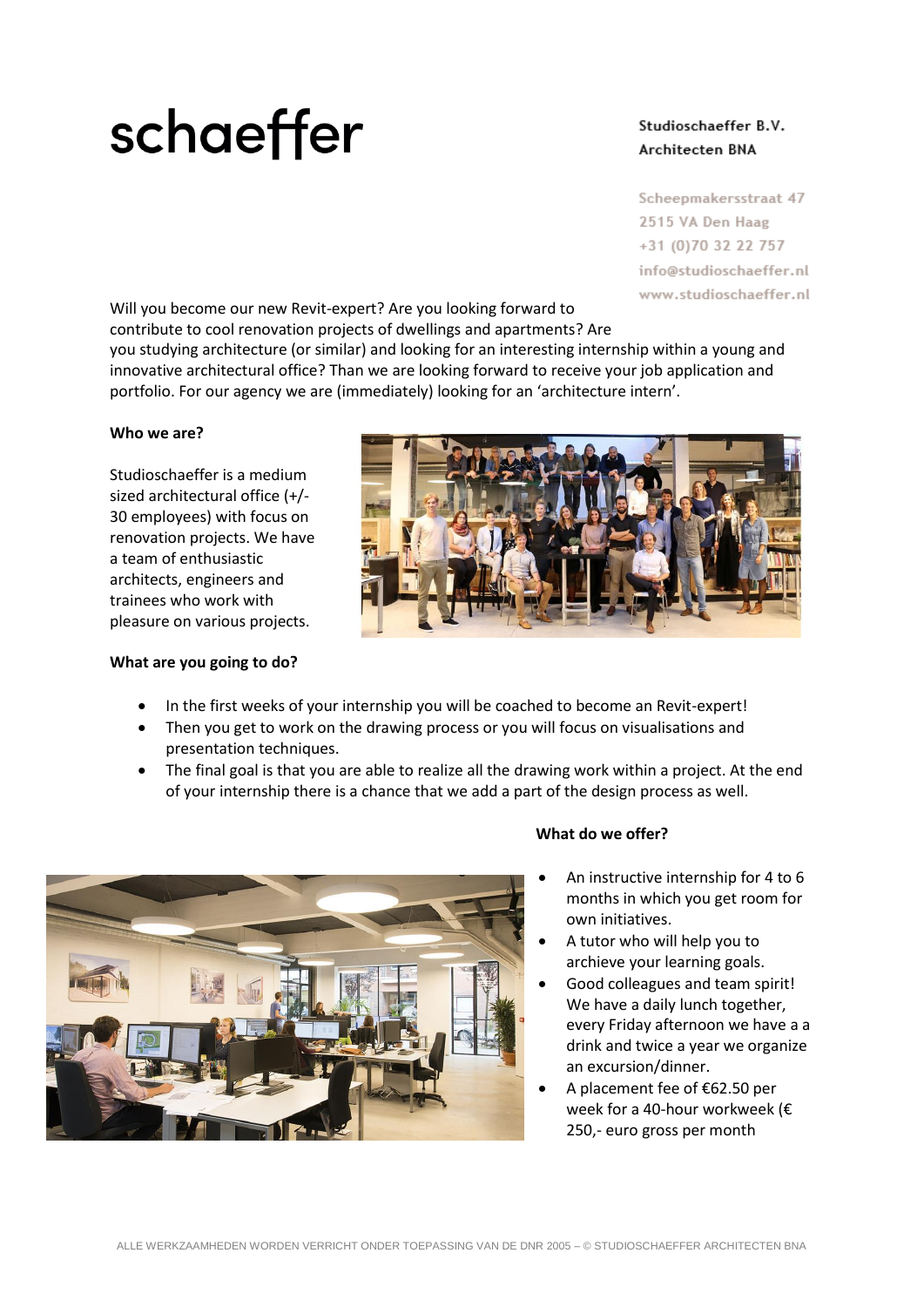# schaeffer

**Studioschaeffer B.V.**
**Architecten BNA**

Scheepmakersstraat 47
2515 VA Den Haag
+31 (0)70 32 22 757
info@studioschaeffer.nl
www.studioschaeffer.nl

Will you become our new Revit-expert? Are you looking forward to contribute to cool renovation projects of dwellings and apartments? Are you studying architecture (or similar) and looking for an interesting internship within a young and innovative architectural office? Than we are looking forward to receive your job application and portfolio. For our agency we are (immediately) looking for an 'architecture intern'.

**Who we are?**

Studioschaeffer is a medium sized architectural office (+/- 30 employees) with focus on renovation projects. We have a team of enthusiastic architects, engineers and trainees who work with pleasure on various projects.

**What are you going to do?**

- In the first weeks of your internship you will be coached to become an Revit-expert!
- Then you get to work on the drawing process or you will focus on visualisations and presentation techniques.
- The final goal is that you are able to realize all the drawing work within a project. At the end of your internship there is a chance that we add a part of the design process as well.

**What do we offer?**

- An instructive internship for 4 to 6 months in which you get room for own initiatives.
- A tutor who will help you to archieve your learning goals.
- Good colleagues and team spirit! We have a daily lunch together, every Friday afternoon we have a a drink and twice a year we organize an excursion/dinner.
- A placement fee of €62.50 per week for a 40-hour workweek (€ 250,- euro gross per month

ALLE WERKZAAMHEDEN WORDEN VERRICHT ONDER TOEPASSING VAN DE DNR 2005 – © STUDIOSCHAEFFER ARCHITECTEN BNA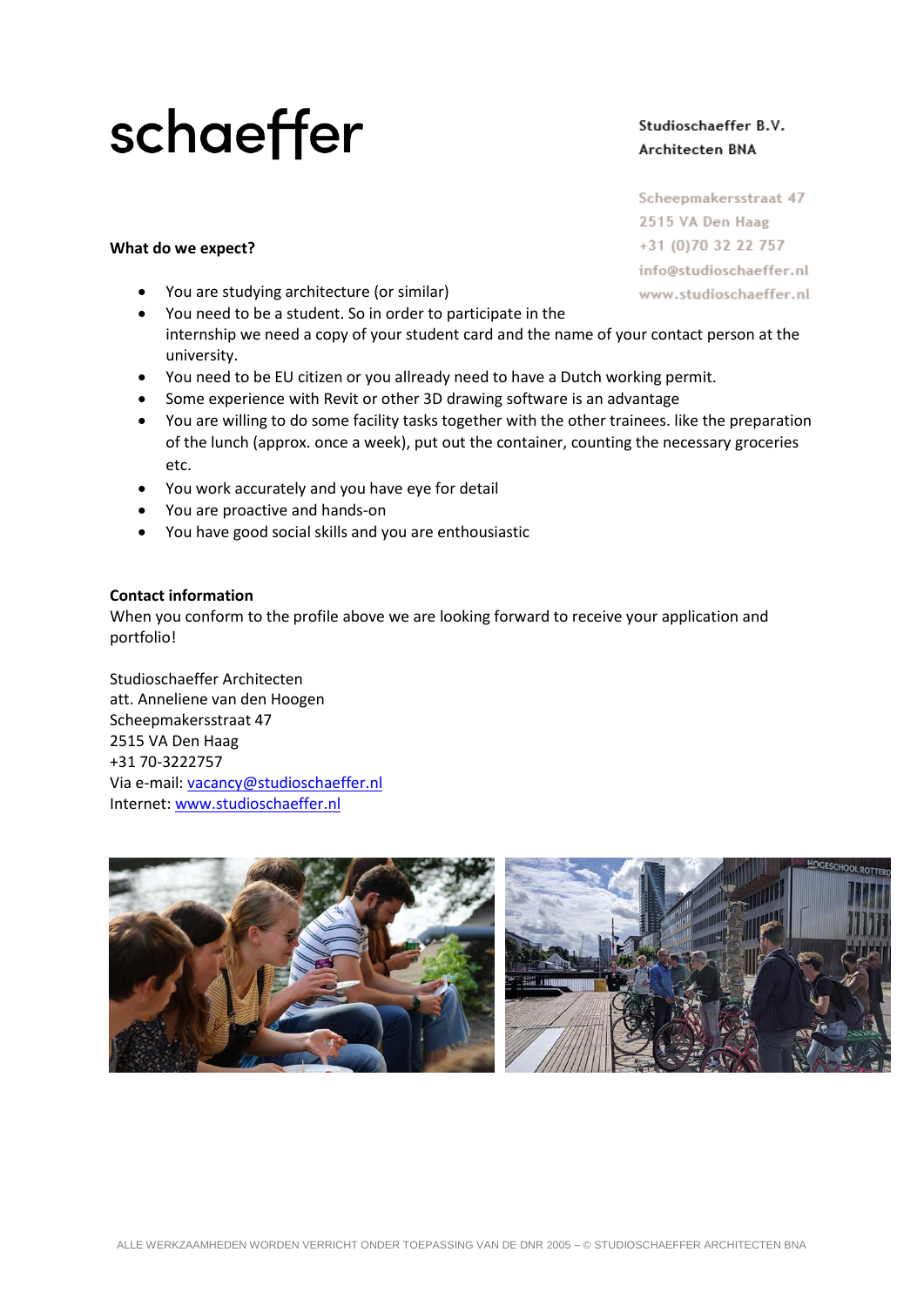schaeffer

Studioschaeffer B.V.
Architecten BNA

Scheepmakersstraat 47
2515 VA Den Haag
+31 (0)70 32 22 757
info@studioschaeffer.nl
www.studioschaeffer.nl

**What do we expect?**

- You are studying architecture (or similar)
- You need to be a student. So in order to participate in the internship we need a copy of your student card and the name of your contact person at the university.
- You need to be EU citizen or you allready need to have a Dutch working permit.
- Some experience with Revit or other 3D drawing software is an advantage
- You are willing to do some facility tasks together with the other trainees. like the preparation of the lunch (approx. once a week), put out the container, counting the necessary groceries etc.
- You work accurately and you have eye for detail
- You are proactive and hands-on
- You have good social skills and you are enthousiastic

**Contact information**
When you conform to the profile above we are looking forward to receive your application and portfolio!

Studioschaeffer Architecten
att. Anneliene van den Hoogen
Scheepmakersstraat 47
2515 VA Den Haag
+31 70-3222757
Via e-mail: vacancy@studioschaeffer.nl
Internet: www.studioschaeffer.nl